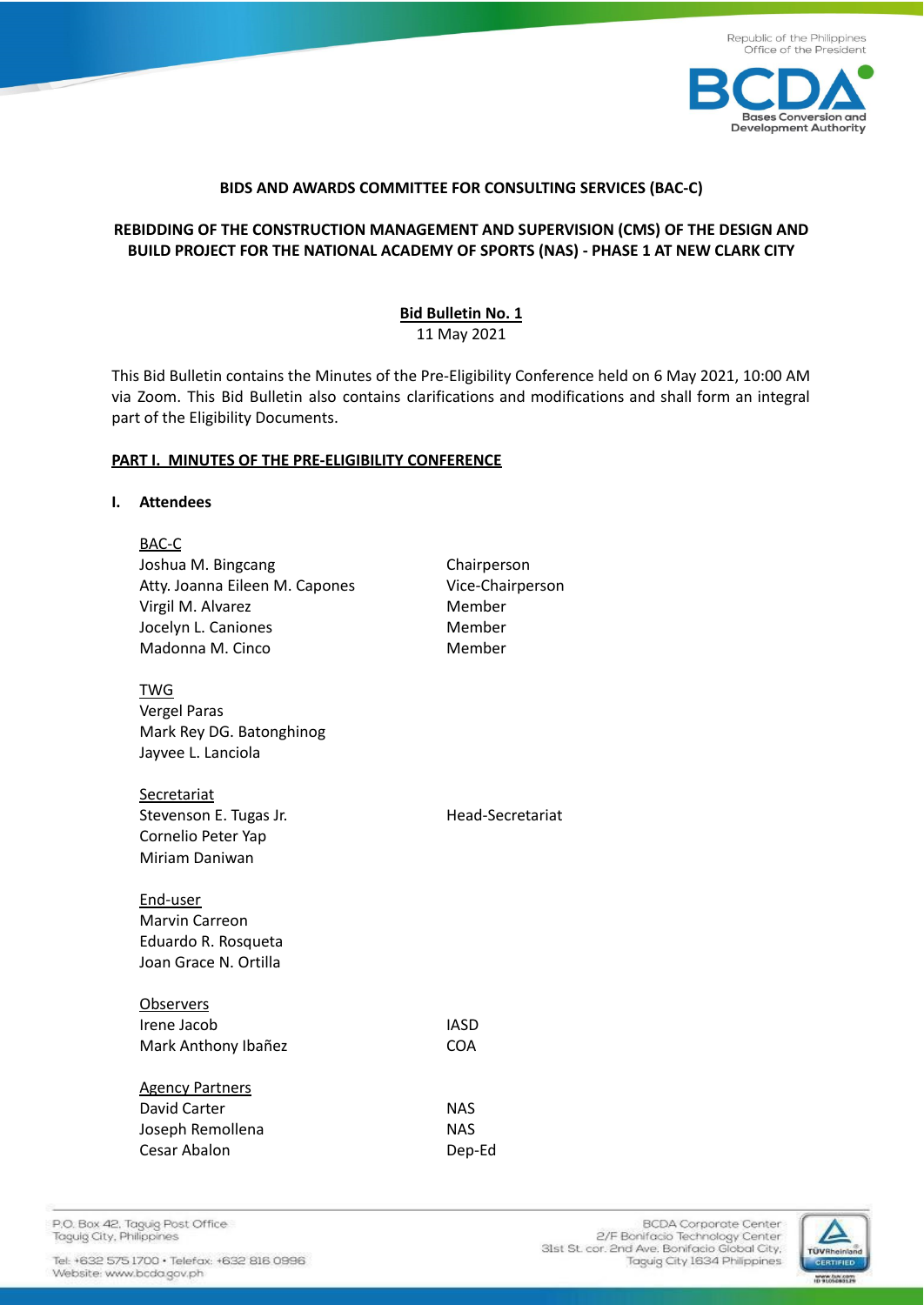**BIDS AND AWARDS COMMITTEE FOR CONSULTING SERVICES (BAC-C)**

**REBIDDING OF THE CONSTRUCTION MANAGEMENT AND SUPERVISION (CMS) OF THE DESIGN AND BUILD PROJECT FOR THE NATIONAL ACADEMY OF SPORTS (NAS) - PHASE 1 AT NEW CLARK CITY**

**Bid Bulletin No. 1**

11 May 2021

This Bid Bulletin contains the Minutes of the Pre-Eligibility Conference held on 6 May 2021, 10:00 AM via Zoom. This Bid Bulletin also contains clarifications and modifications and shall form an integral part of the Eligibility Documents.

## PART I. MINUTES OF THE PRE-ELIGIBILITY CONFERENCE

### I. Attendees

| | |
|---|---|
| BAC-C | |
| Joshua M. Bingcang | Chairperson |
| Atty. Joanna Eileen M. Capones | Vice-Chairperson |
| Virgil M. Alvarez | Member |
| Jocelyn L. Caniones | Member |
| Madonna M. Cinco | Member |
| TWG | |
| Vergel Paras | |
| Mark Rey DG. Batonghinog | |
| Jayvee L. Lanciola | |
| Secretariat | |
| Stevenson E. Tugas Jr. | Head-Secretariat |
| Cornelio Peter Yap | |
| Miriam Daniwan | |
| End-user | |
| Marvin Carreon | |
| Eduardo R. Rosqueta | |
| Joan Grace N. Ortilla | |
| Observers | |
| Irene Jacob | IASD |
| Mark Anthony Ibañez | COA |
| Agency Partners | |
| David Carter | NAS |
| Joseph Remollena | NAS |
| Cesar Abalon | Dep-Ed |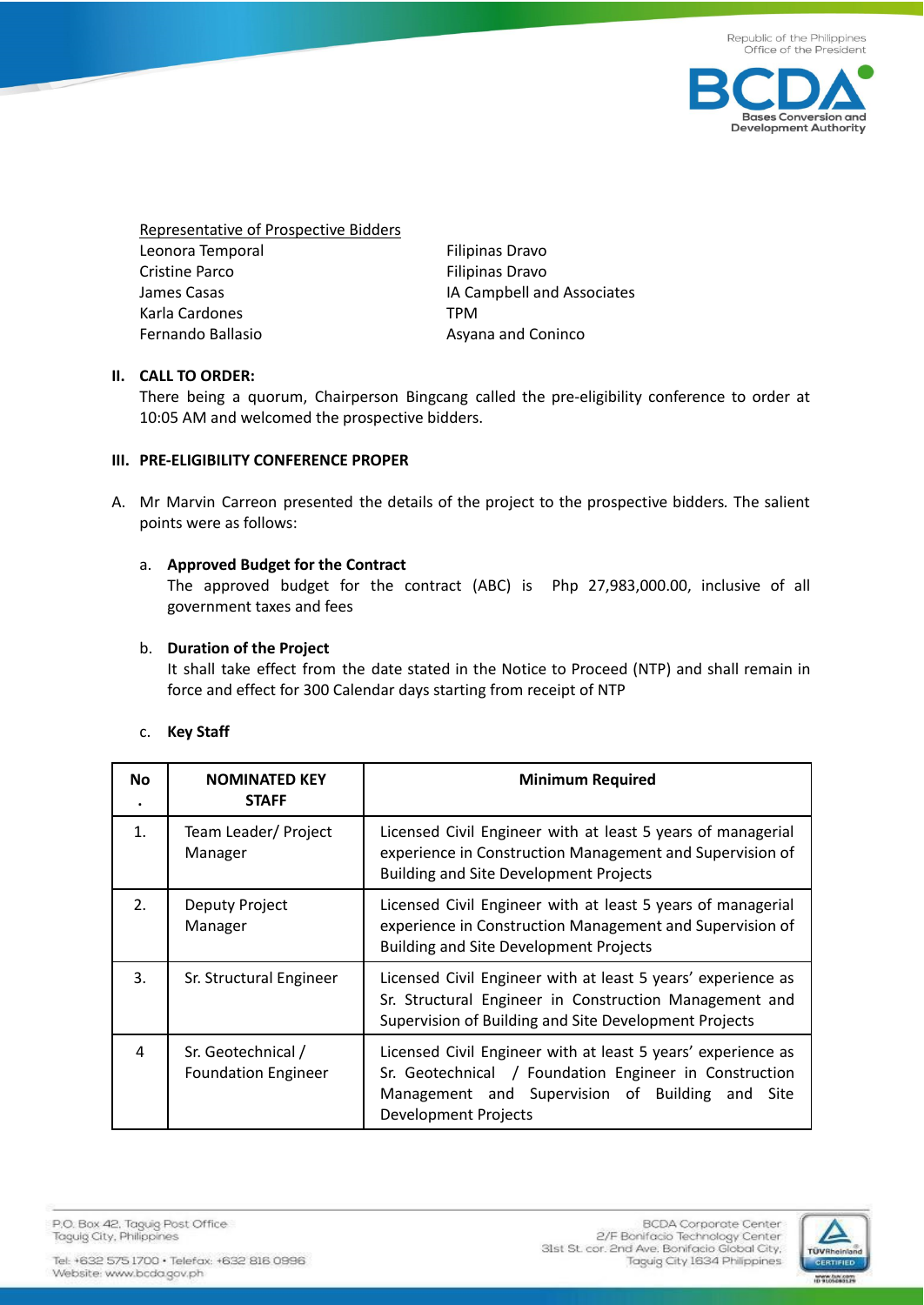Representative of Prospective Bidders

| | |
|---|---|
| Leonora Temporal | Filipinas Dravo |
| Cristine Parco | Filipinas Dravo |
| James Casas | IA Campbell and Associates |
| Karla Cardones | TPM |
| Fernando Ballasio | Asyana and Coninco |

## II. CALL TO ORDER:

There being a quorum, Chairperson Bingcang called the pre-eligibility conference to order at 10:05 AM and welcomed the prospective bidders.

## III. PRE-ELIGIBILITY CONFERENCE PROPER

A. Mr Marvin Carreon presented the details of the project to the prospective bidders. The salient points were as follows:

a. **Approved Budget for the Contract**

The approved budget for the contract (ABC) is Php 27,983,000.00, inclusive of all government taxes and fees

b. **Duration of the Project**

It shall take effect from the date stated in the Notice to Proceed (NTP) and shall remain in force and effect for 300 Calendar days starting from receipt of NTP

c. **Key Staff**

| No. | NOMINATED KEY STAFF | Minimum Required |
|---|---|---|
| 1. | Team Leader/ Project Manager | Licensed Civil Engineer with at least 5 years of managerial experience in Construction Management and Supervision of Building and Site Development Projects |
| 2. | Deputy Project Manager | Licensed Civil Engineer with at least 5 years of managerial experience in Construction Management and Supervision of Building and Site Development Projects |
| 3. | Sr. Structural Engineer | Licensed Civil Engineer with at least 5 years' experience as Sr. Structural Engineer in Construction Management and Supervision of Building and Site Development Projects |
| 4 | Sr. Geotechnical / Foundation Engineer | Licensed Civil Engineer with at least 5 years' experience as Sr. Geotechnical / Foundation Engineer in Construction Management and Supervision of Building and Site Development Projects |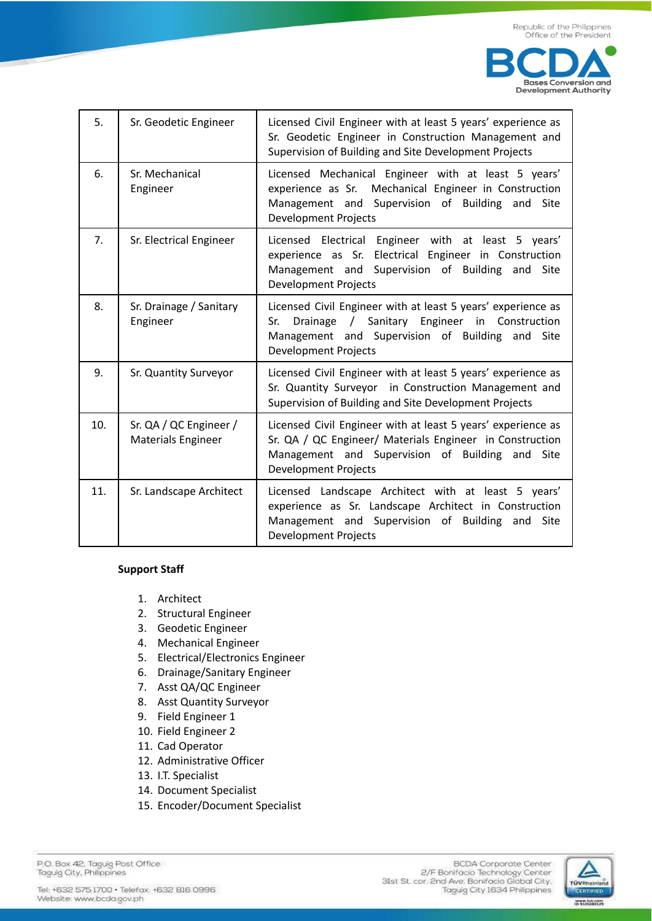| | | |
|---|---|---|
| 5. | Sr. Geodetic Engineer | Licensed Civil Engineer with at least 5 years' experience as Sr. Geodetic Engineer in Construction Management and Supervision of Building and Site Development Projects |
| 6. | Sr. Mechanical Engineer | Licensed Mechanical Engineer with at least 5 years' experience as Sr. Mechanical Engineer in Construction Management and Supervision of Building and Site Development Projects |
| 7. | Sr. Electrical Engineer | Licensed Electrical Engineer with at least 5 years' experience as Sr. Electrical Engineer in Construction Management and Supervision of Building and Site Development Projects |
| 8. | Sr. Drainage / Sanitary Engineer | Licensed Civil Engineer with at least 5 years' experience as Sr. Drainage / Sanitary Engineer in Construction Management and Supervision of Building and Site Development Projects |
| 9. | Sr. Quantity Surveyor | Licensed Civil Engineer with at least 5 years' experience as Sr. Quantity Surveyor in Construction Management and Supervision of Building and Site Development Projects |
| 10. | Sr. QA / QC Engineer / Materials Engineer | Licensed Civil Engineer with at least 5 years' experience as Sr. QA / QC Engineer/ Materials Engineer in Construction Management and Supervision of Building and Site Development Projects |
| 11. | Sr. Landscape Architect | Licensed Landscape Architect with at least 5 years' experience as Sr. Landscape Architect in Construction Management and Supervision of Building and Site Development Projects |

**Support Staff**

1. Architect
2. Structural Engineer
3. Geodetic Engineer
4. Mechanical Engineer
5. Electrical/Electronics Engineer
6. Drainage/Sanitary Engineer
7. Asst QA/QC Engineer
8. Asst Quantity Surveyor
9. Field Engineer 1
10. Field Engineer 2
11. Cad Operator
12. Administrative Officer
13. I.T. Specialist
14. Document Specialist
15. Encoder/Document Specialist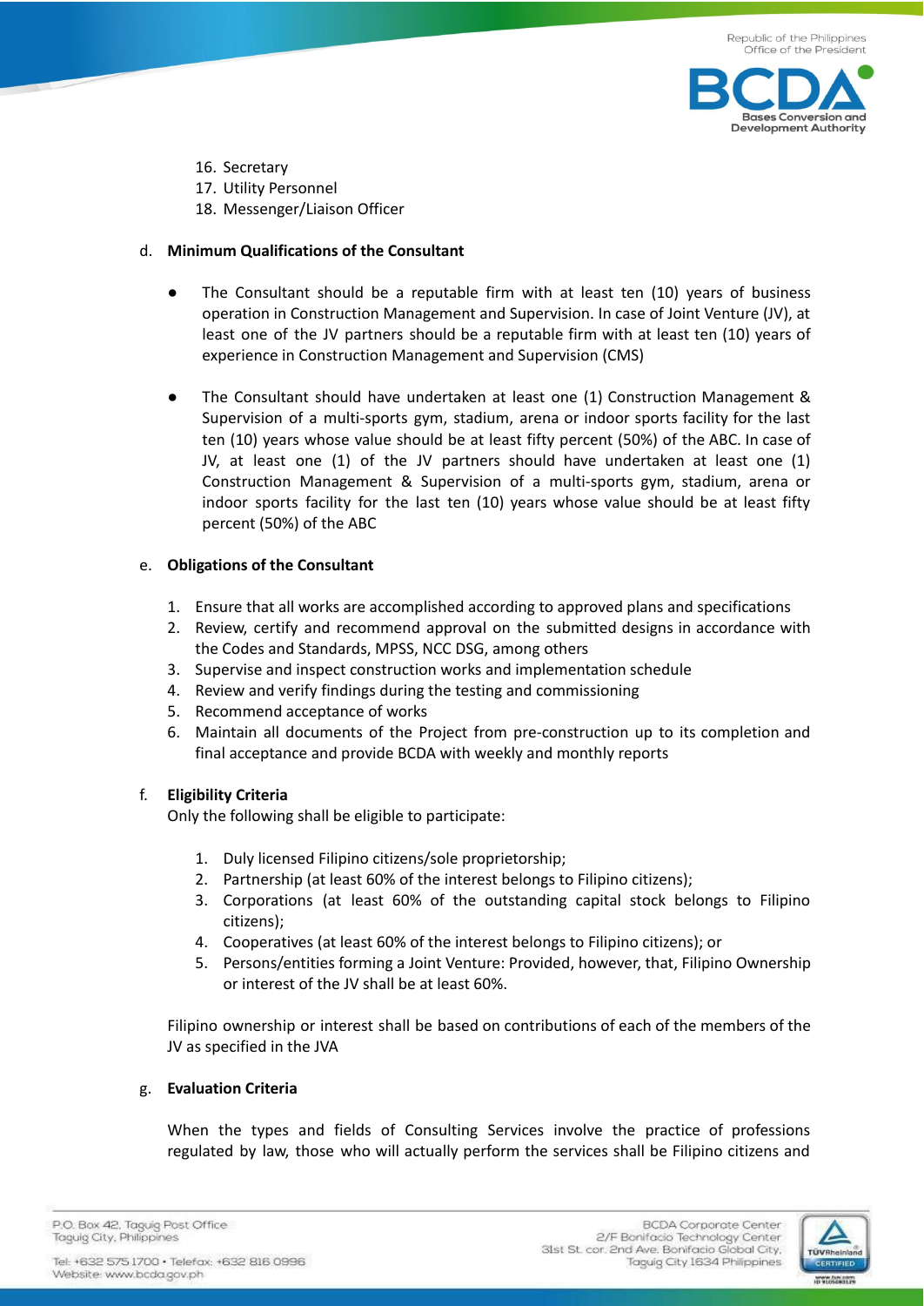16. Secretary
17. Utility Personnel
18. Messenger/Liaison Officer

d. **Minimum Qualifications of the Consultant**

- The Consultant should be a reputable firm with at least ten (10) years of business operation in Construction Management and Supervision. In case of Joint Venture (JV), at least one of the JV partners should be a reputable firm with at least ten (10) years of experience in Construction Management and Supervision (CMS)

- The Consultant should have undertaken at least one (1) Construction Management & Supervision of a multi-sports gym, stadium, arena or indoor sports facility for the last ten (10) years whose value should be at least fifty percent (50%) of the ABC. In case of JV, at least one (1) of the JV partners should have undertaken at least one (1) Construction Management & Supervision of a multi-sports gym, stadium, arena or indoor sports facility for the last ten (10) years whose value should be at least fifty percent (50%) of the ABC

e. **Obligations of the Consultant**

1. Ensure that all works are accomplished according to approved plans and specifications
2. Review, certify and recommend approval on the submitted designs in accordance with the Codes and Standards, MPSS, NCC DSG, among others
3. Supervise and inspect construction works and implementation schedule
4. Review and verify findings during the testing and commissioning
5. Recommend acceptance of works
6. Maintain all documents of the Project from pre-construction up to its completion and final acceptance and provide BCDA with weekly and monthly reports

f. **Eligibility Criteria**

Only the following shall be eligible to participate:

1. Duly licensed Filipino citizens/sole proprietorship;
2. Partnership (at least 60% of the interest belongs to Filipino citizens);
3. Corporations (at least 60% of the outstanding capital stock belongs to Filipino citizens);
4. Cooperatives (at least 60% of the interest belongs to Filipino citizens); or
5. Persons/entities forming a Joint Venture: Provided, however, that, Filipino Ownership or interest of the JV shall be at least 60%.

Filipino ownership or interest shall be based on contributions of each of the members of the JV as specified in the JVA

g. **Evaluation Criteria**

When the types and fields of Consulting Services involve the practice of professions regulated by law, those who will actually perform the services shall be Filipino citizens and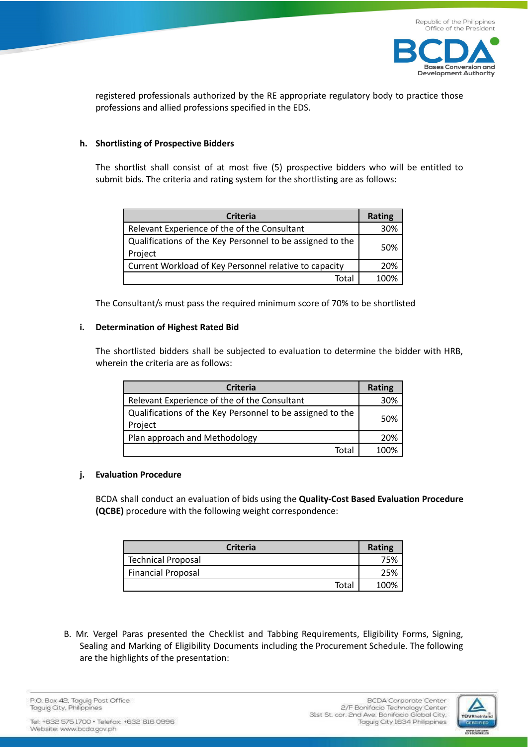registered professionals authorized by the RE appropriate regulatory body to practice those professions and allied professions specified in the EDS.

**h. Shortlisting of Prospective Bidders**

The shortlist shall consist of at most five (5) prospective bidders who will be entitled to submit bids. The criteria and rating system for the shortlisting are as follows:

| Criteria | Rating |
|---|---|
| Relevant Experience of the of the Consultant | 30% |
| Qualifications of the Key Personnel to be assigned to the Project | 50% |
| Current Workload of Key Personnel relative to capacity | 20% |
| Total | 100% |

The Consultant/s must pass the required minimum score of 70% to be shortlisted

**i. Determination of Highest Rated Bid**

The shortlisted bidders shall be subjected to evaluation to determine the bidder with HRB, wherein the criteria are as follows:

| Criteria | Rating |
|---|---|
| Relevant Experience of the of the Consultant | 30% |
| Qualifications of the Key Personnel to be assigned to the Project | 50% |
| Plan approach and Methodology | 20% |
| Total | 100% |

**j. Evaluation Procedure**

BCDA shall conduct an evaluation of bids using the **Quality-Cost Based Evaluation Procedure (QCBE)** procedure with the following weight correspondence:

| Criteria | Rating |
|---|---|
| Technical Proposal | 75% |
| Financial Proposal | 25% |
| Total | 100% |

B. Mr. Vergel Paras presented the Checklist and Tabbing Requirements, Eligibility Forms, Signing, Sealing and Marking of Eligibility Documents including the Procurement Schedule. The following are the highlights of the presentation: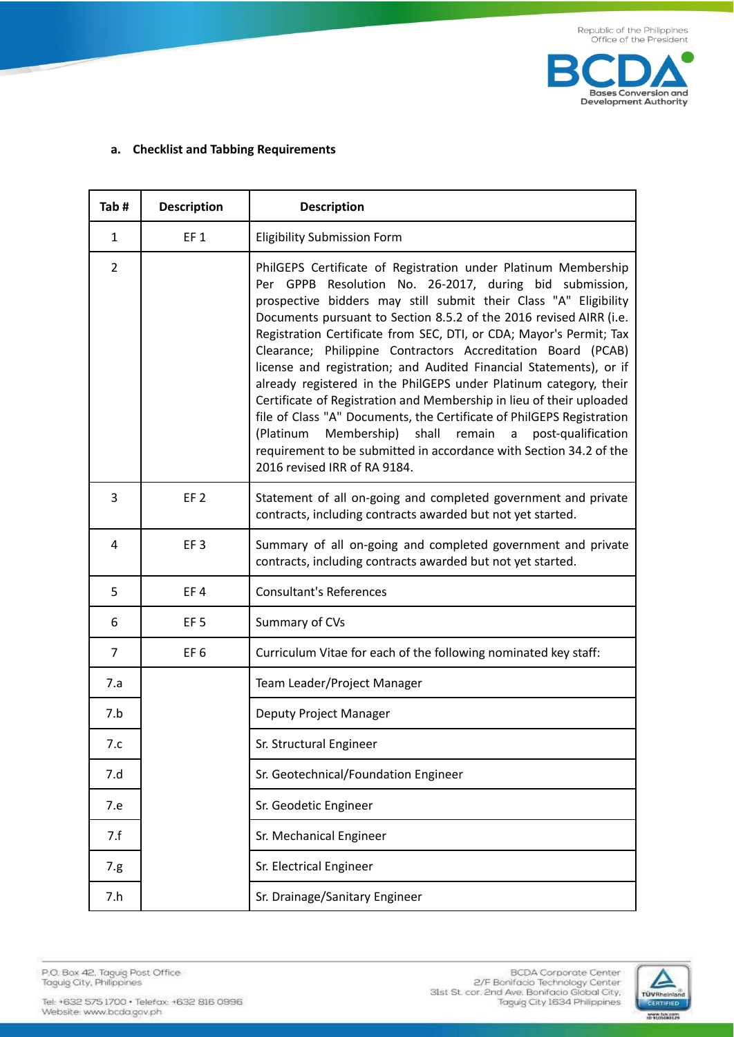**a. Checklist and Tabbing Requirements**

| Tab # | Description | Description |
|---|---|---|
| 1 | EF 1 | Eligibility Submission Form |
| 2 | | PhilGEPS Certificate of Registration under Platinum Membership Per GPPB Resolution No. 26-2017, during bid submission, prospective bidders may still submit their Class "A" Eligibility Documents pursuant to Section 8.5.2 of the 2016 revised AIRR (i.e. Registration Certificate from SEC, DTI, or CDA; Mayor's Permit; Tax Clearance; Philippine Contractors Accreditation Board (PCAB) license and registration; and Audited Financial Statements), or if already registered in the PhilGEPS under Platinum category, their Certificate of Registration and Membership in lieu of their uploaded file of Class "A" Documents, the Certificate of PhilGEPS Registration (Platinum Membership) shall remain a post-qualification requirement to be submitted in accordance with Section 34.2 of the 2016 revised IRR of RA 9184. |
| 3 | EF 2 | Statement of all on-going and completed government and private contracts, including contracts awarded but not yet started. |
| 4 | EF 3 | Summary of all on-going and completed government and private contracts, including contracts awarded but not yet started. |
| 5 | EF 4 | Consultant's References |
| 6 | EF 5 | Summary of CVs |
| 7 | EF 6 | Curriculum Vitae for each of the following nominated key staff: |
| 7.a | | Team Leader/Project Manager |
| 7.b | | Deputy Project Manager |
| 7.c | | Sr. Structural Engineer |
| 7.d | | Sr. Geotechnical/Foundation Engineer |
| 7.e | | Sr. Geodetic Engineer |
| 7.f | | Sr. Mechanical Engineer |
| 7.g | | Sr. Electrical Engineer |
| 7.h | | Sr. Drainage/Sanitary Engineer |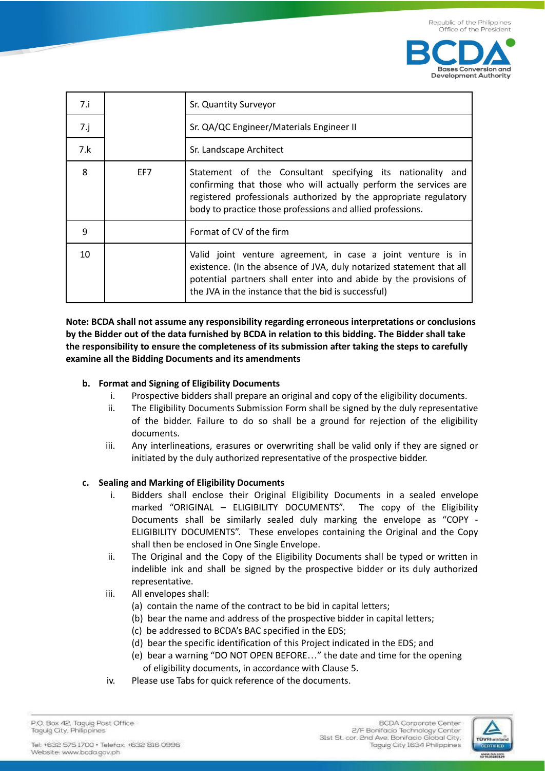| | | |
|---|---|---|
| 7.i | | Sr. Quantity Surveyor |
| 7.j | | Sr. QA/QC Engineer/Materials Engineer II |
| 7.k | | Sr. Landscape Architect |
| 8 | EF7 | Statement of the Consultant specifying its nationality and confirming that those who will actually perform the services are registered professionals authorized by the appropriate regulatory body to practice those professions and allied professions. |
| 9 | | Format of CV of the firm |
| 10 | | Valid joint venture agreement, in case a joint venture is in existence. (In the absence of JVA, duly notarized statement that all potential partners shall enter into and abide by the provisions of the JVA in the instance that the bid is successful) |

**Note: BCDA shall not assume any responsibility regarding erroneous interpretations or conclusions by the Bidder out of the data furnished by BCDA in relation to this bidding. The Bidder shall take the responsibility to ensure the completeness of its submission after taking the steps to carefully examine all the Bidding Documents and its amendments**

**b. Format and Signing of Eligibility Documents**

i. Prospective bidders shall prepare an original and copy of the eligibility documents.

ii. The Eligibility Documents Submission Form shall be signed by the duly representative of the bidder. Failure to do so shall be a ground for rejection of the eligibility documents.

iii. Any interlineations, erasures or overwriting shall be valid only if they are signed or initiated by the duly authorized representative of the prospective bidder.

**c. Sealing and Marking of Eligibility Documents**

i. Bidders shall enclose their Original Eligibility Documents in a sealed envelope marked "ORIGINAL – ELIGIBILITY DOCUMENTS". The copy of the Eligibility Documents shall be similarly sealed duly marking the envelope as "COPY - ELIGIBILITY DOCUMENTS". These envelopes containing the Original and the Copy shall then be enclosed in One Single Envelope.

ii. The Original and the Copy of the Eligibility Documents shall be typed or written in indelible ink and shall be signed by the prospective bidder or its duly authorized representative.

iii. All envelopes shall:
   (a) contain the name of the contract to be bid in capital letters;
   (b) bear the name and address of the prospective bidder in capital letters;
   (c) be addressed to BCDA's BAC specified in the EDS;
   (d) bear the specific identification of this Project indicated in the EDS; and
   (e) bear a warning "DO NOT OPEN BEFORE…" the date and time for the opening of eligibility documents, in accordance with Clause 5.

iv. Please use Tabs for quick reference of the documents.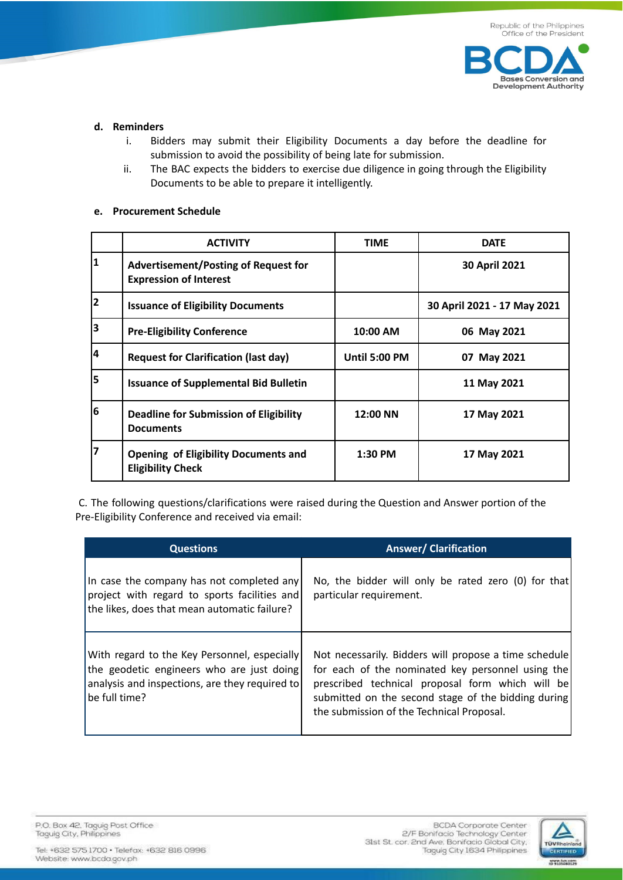**d. Reminders**

i. Bidders may submit their Eligibility Documents a day before the deadline for submission to avoid the possibility of being late for submission.

ii. The BAC expects the bidders to exercise due diligence in going through the Eligibility Documents to be able to prepare it intelligently.

**e. Procurement Schedule**

| | ACTIVITY | TIME | DATE |
|---|---|---|---|
| 1 | **Advertisement/Posting of Request for Expression of Interest** | | **30 April 2021** |
| 2 | **Issuance of Eligibility Documents** | | **30 April 2021 - 17 May 2021** |
| 3 | **Pre-Eligibility Conference** | **10:00 AM** | **06 May 2021** |
| 4 | **Request for Clarification (last day)** | **Until 5:00 PM** | **07 May 2021** |
| 5 | **Issuance of Supplemental Bid Bulletin** | | **11 May 2021** |
| 6 | **Deadline for Submission of Eligibility Documents** | **12:00 NN** | **17 May 2021** |
| 7 | **Opening of Eligibility Documents and Eligibility Check** | **1:30 PM** | **17 May 2021** |

C. The following questions/clarifications were raised during the Question and Answer portion of the Pre-Eligibility Conference and received via email:

| Questions | Answer/ Clarification |
|---|---|
| In case the company has not completed any project with regard to sports facilities and the likes, does that mean automatic failure? | No, the bidder will only be rated zero (0) for that particular requirement. |
| With regard to the Key Personnel, especially the geodetic engineers who are just doing analysis and inspections, are they required to be full time? | Not necessarily. Bidders will propose a time schedule for each of the nominated key personnel using the prescribed technical proposal form which will be submitted on the second stage of the bidding during the submission of the Technical Proposal. |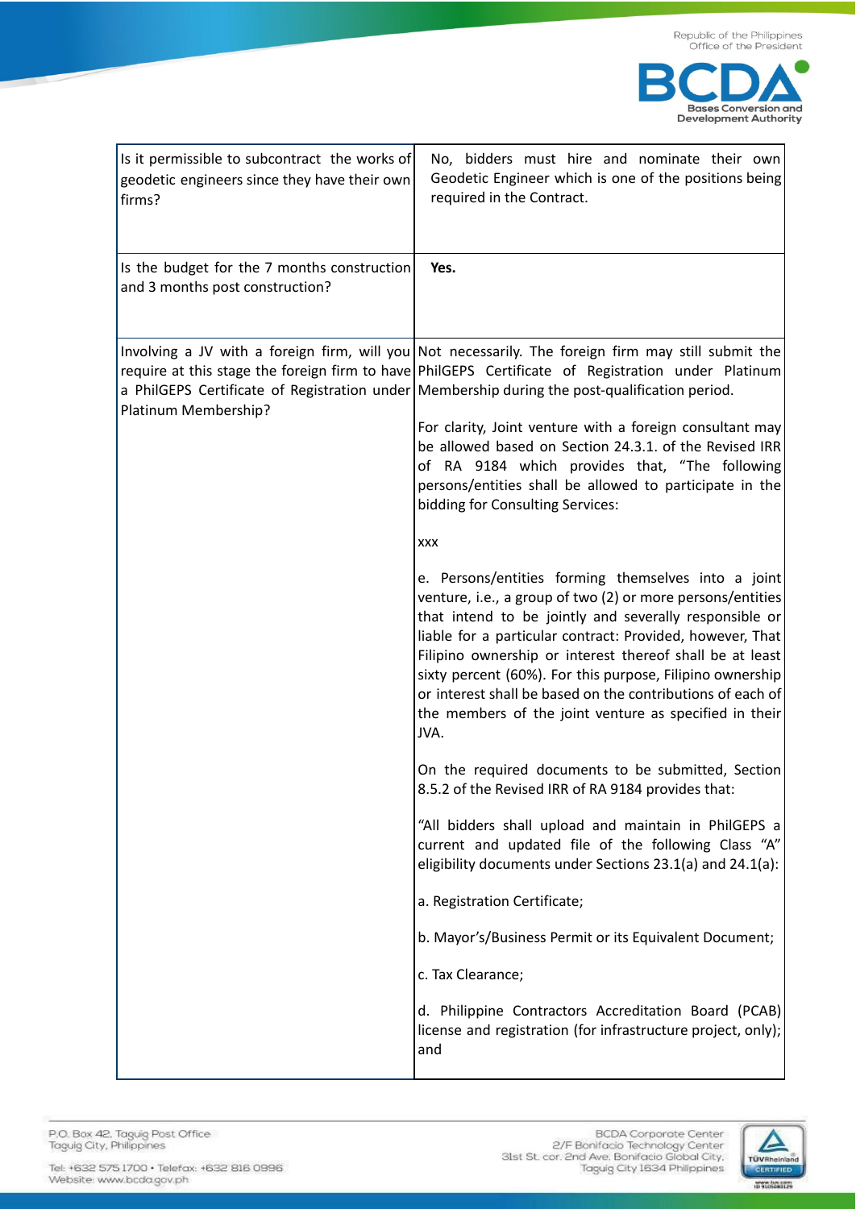| | |
|---|---|
| Is it permissible to subcontract the works of geodetic engineers since they have their own firms? | No, bidders must hire and nominate their own Geodetic Engineer which is one of the positions being required in the Contract. |
| Is the budget for the 7 months construction and 3 months post construction? | **Yes.** |
| Involving a JV with a foreign firm, will you require at this stage the foreign firm to have a PhilGEPS Certificate of Registration under Platinum Membership? | Not necessarily. The foreign firm may still submit the PhilGEPS Certificate of Registration under Platinum Membership during the post-qualification period.<br><br>For clarity, Joint venture with a foreign consultant may be allowed based on Section 24.3.1. of the Revised IRR of RA 9184 which provides that, "The following persons/entities shall be allowed to participate in the bidding for Consulting Services:<br><br>xxx<br><br>e. Persons/entities forming themselves into a joint venture, i.e., a group of two (2) or more persons/entities that intend to be jointly and severally responsible or liable for a particular contract: Provided, however, That Filipino ownership or interest thereof shall be at least sixty percent (60%). For this purpose, Filipino ownership or interest shall be based on the contributions of each of the members of the joint venture as specified in their JVA.<br><br>On the required documents to be submitted, Section 8.5.2 of the Revised IRR of RA 9184 provides that:<br><br>"All bidders shall upload and maintain in PhilGEPS a current and updated file of the following Class "A" eligibility documents under Sections 23.1(a) and 24.1(a):<br><br>a. Registration Certificate;<br><br>b. Mayor's/Business Permit or its Equivalent Document;<br><br>c. Tax Clearance;<br><br>d. Philippine Contractors Accreditation Board (PCAB) license and registration (for infrastructure project, only); and |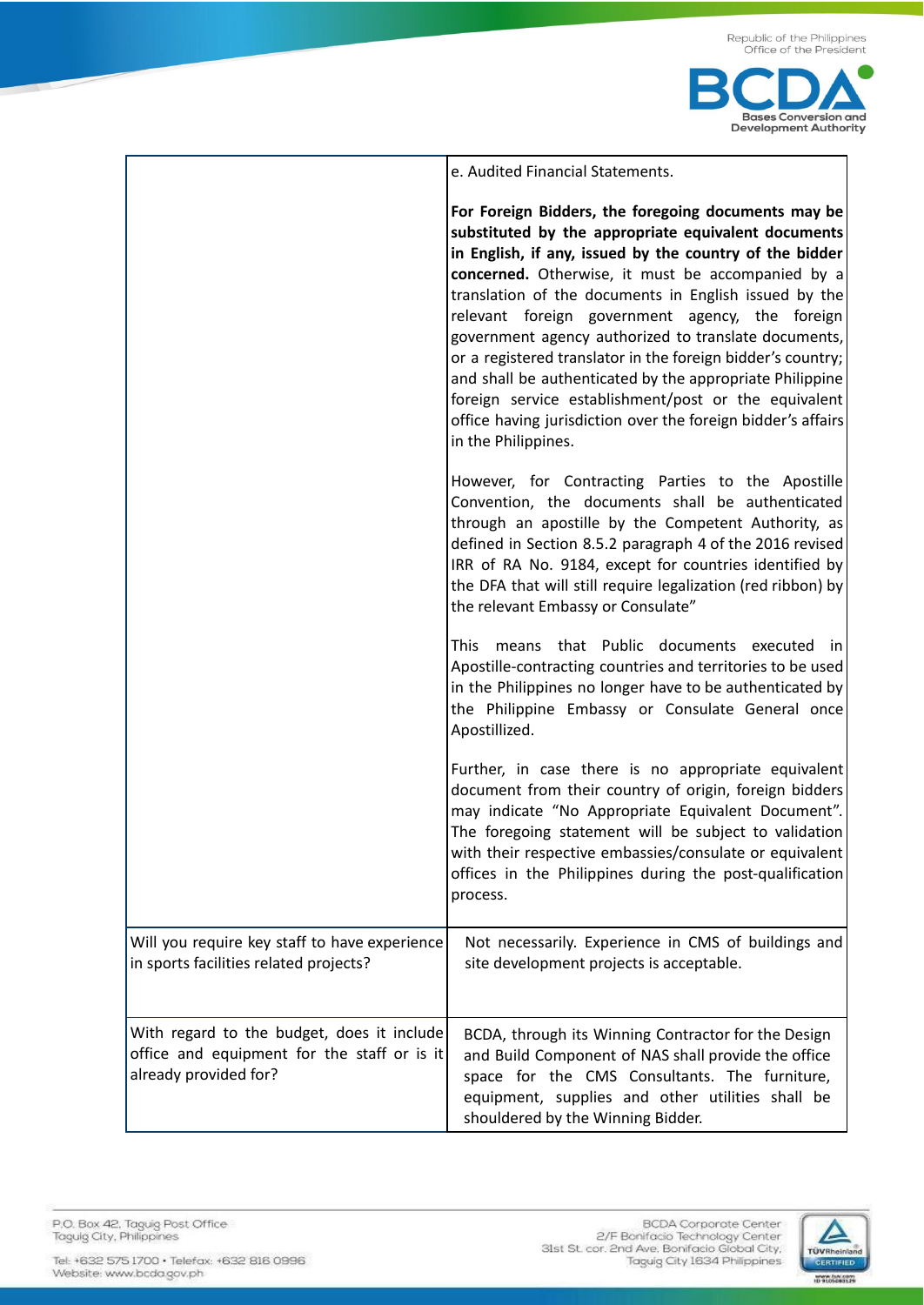| | |
|---|---|
| | e. Audited Financial Statements.<br><br>**For Foreign Bidders, the foregoing documents may be substituted by the appropriate equivalent documents in English, if any, issued by the country of the bidder concerned.** Otherwise, it must be accompanied by a translation of the documents in English by the relevant foreign government agency, the foreign government agency authorized to translate documents, or a registered translator in the foreign bidder's country; and shall be authenticated by the appropriate Philippine foreign service establishment/post or the equivalent office having jurisdiction over the foreign bidder's affairs in the Philippines.<br><br>However, for Contracting Parties to the Apostille Convention, the documents shall be authenticated through an apostille by the Competent Authority, as defined in Section 8.5.2 paragraph 4 of the 2016 revised IRR of RA No. 9184, except for countries identified by the DFA that will still require legalization (red ribbon) by the relevant Embassy or Consulate"<br><br>This means that Public documents executed in Apostille-contracting countries and territories to be used in the Philippines no longer have to be authenticated by the Philippine Embassy or Consulate General once Apostillized.<br><br>Further, in case there is no appropriate equivalent document from their country of origin, foreign bidders may indicate "No Appropriate Equivalent Document". The foregoing statement will be subject to validation with their respective embassies/consulate or equivalent offices in the Philippines during the post-qualification process. |
| Will you require key staff to have experience in sports facilities related projects? | Not necessarily. Experience in CMS of buildings and site development projects is acceptable. |
| With regard to the budget, does it include office and equipment for the staff or is it already provided for? | BCDA, through its Winning Contractor for the Design and Build Component of NAS shall provide the office space for the CMS Consultants. The furniture, equipment, supplies and other utilities shall be shouldered by the Winning Bidder. |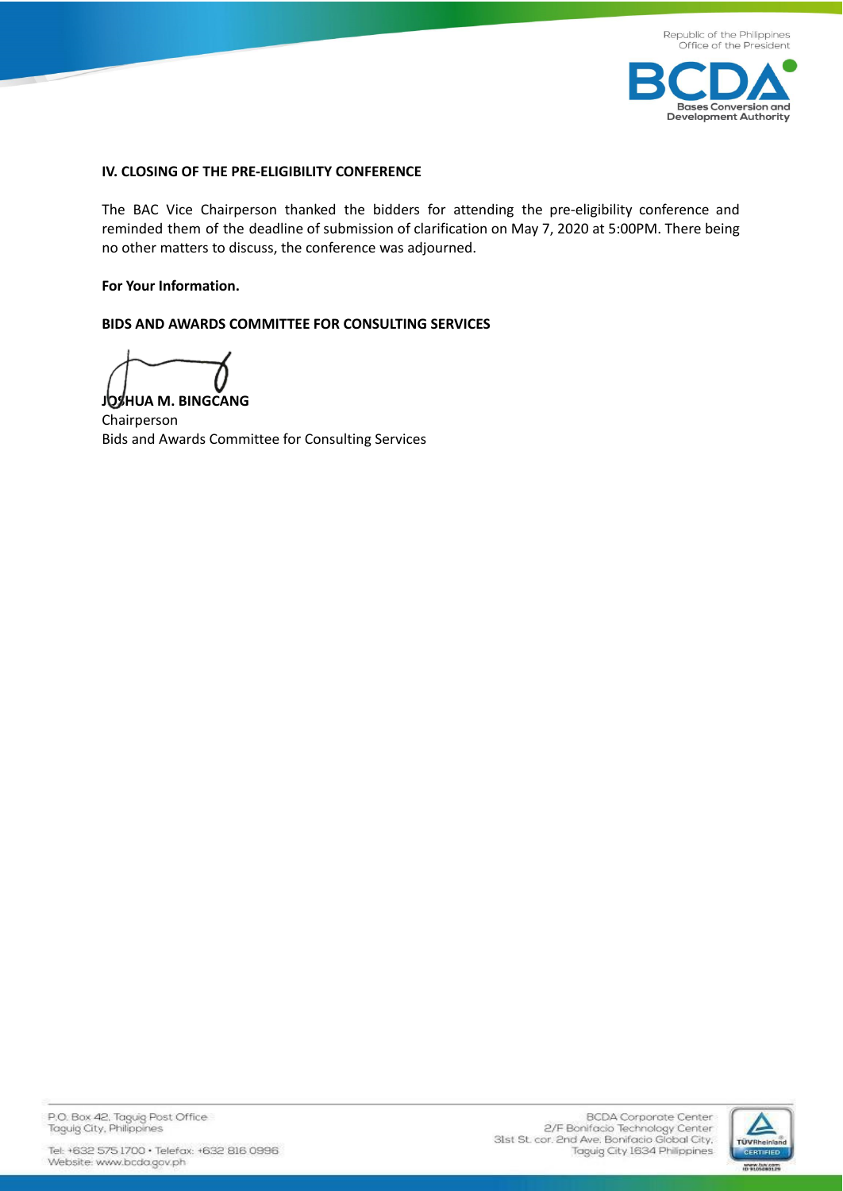### IV. CLOSING OF THE PRE-ELIGIBILITY CONFERENCE

The BAC Vice Chairperson thanked the bidders for attending the pre-eligibility conference and reminded them of the deadline of submission of clarification on May 7, 2020 at 5:00PM. There being no other matters to discuss, the conference was adjourned.

**For Your Information.**

**BIDS AND AWARDS COMMITTEE FOR CONSULTING SERVICES**

**JOSHUA M. BINGCANG**
Chairperson
Bids and Awards Committee for Consulting Services